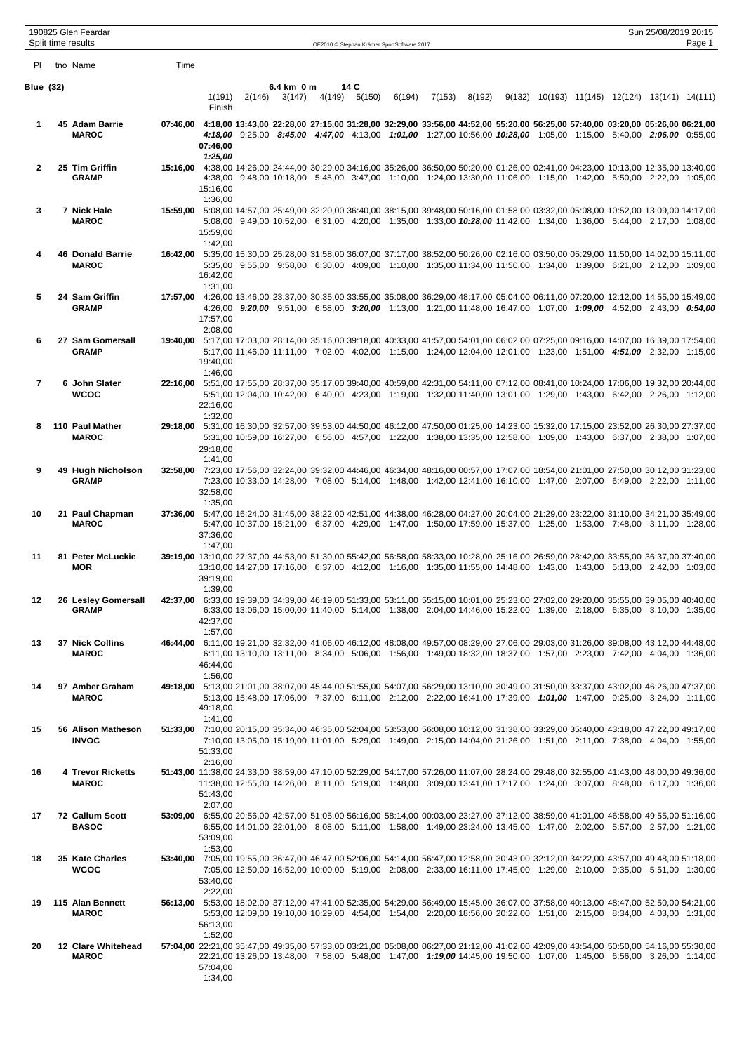190825 Glen Feardar
Split time results

OE2010 © Stephan Krämer SportSoftware 2017

Sun 25/08/2019 20:15

## Blue (32)

6.4 km 0 m 14 C

| Pl | tno | Name | Club | Time | 1(191) | 2(146) | 3(147) | 4(149) | 5(150) | 6(194) | 7(153) | 8(192) | 9(132) | 10(193) | 11(145) | 12(124) | 13(141) | 14(111) | Finish |
|---|---|---|---|---|---|---|---|---|---|---|---|---|---|---|---|---|---|---|---|
| 1 | 45 | Adam Barrie | MAROC | 07:46,00 | 4:18,00 | 13:43,00 | 22:28,00 | 27:15,00 | 31:28,00 | 32:29,00 | 33:56,00 | 44:52,00 | 55:20,00 | 56:25,00 | 57:40,00 | 03:20,00 | 05:26,00 | 06:21,00 | 07:46,00 |
| | | | | | 4:18,00 | 9:25,00 | 8:45,00 | 4:47,00 | 4:13,00 | 1:01,00 | 1:27,00 | 10:56,00 | 10:28,00 | 1:05,00 | 1:15,00 | 5:40,00 | 2:06,00 | 0:55,00 | 1:25,00 |
| 2 | 25 | Tim Griffin | GRAMP | 15:16,00 | 4:38,00 | 14:26,00 | 24:44,00 | 30:29,00 | 34:16,00 | 35:26,00 | 36:50,00 | 50:20,00 | 01:26,00 | 02:41,00 | 04:23,00 | 10:13,00 | 12:35,00 | 13:40,00 | 15:16,00 |
| | | | | | 4:38,00 | 9:48,00 | 10:18,00 | 5:45,00 | 3:47,00 | 1:10,00 | 1:24,00 | 13:30,00 | 11:06,00 | 1:15,00 | 1:42,00 | 5:50,00 | 2:22,00 | 1:05,00 | 1:36,00 |
| 3 | 7 | Nick Hale | MAROC | 15:59,00 | 5:08,00 | 14:57,00 | 25:49,00 | 32:20,00 | 36:40,00 | 38:15,00 | 39:48,00 | 50:16,00 | 01:58,00 | 03:32,00 | 05:08,00 | 10:52,00 | 13:09,00 | 14:17,00 | 15:59,00 |
| | | | | | 5:08,00 | 9:49,00 | 10:52,00 | 6:31,00 | 4:20,00 | 1:35,00 | 1:33,00 | 10:28,00 | 11:42,00 | 1:34,00 | 1:36,00 | 5:44,00 | 2:17,00 | 1:08,00 | 1:42,00 |
| 4 | 46 | Donald Barrie | MAROC | 16:42,00 | 5:35,00 | 15:30,00 | 25:28,00 | 31:58,00 | 36:07,00 | 37:17,00 | 38:52,00 | 50:26,00 | 02:16,00 | 03:50,00 | 05:29,00 | 11:50,00 | 14:02,00 | 15:11,00 | 16:42,00 |
| | | | | | 5:35,00 | 9:55,00 | 9:58,00 | 6:30,00 | 4:09,00 | 1:10,00 | 1:35,00 | 11:34,00 | 11:50,00 | 1:34,00 | 1:39,00 | 6:21,00 | 2:12,00 | 1:09,00 | 1:31,00 |
| 5 | 24 | Sam Griffin | GRAMP | 17:57,00 | 4:26,00 | 13:46,00 | 23:37,00 | 30:35,00 | 33:55,00 | 35:08,00 | 36:29,00 | 48:17,00 | 05:04,00 | 06:11,00 | 07:20,00 | 12:12,00 | 14:55,00 | 15:49,00 | 17:57,00 |
| | | | | | 4:26,00 | 9:20,00 | 9:51,00 | 6:58,00 | 3:20,00 | 1:13,00 | 1:21,00 | 11:48,00 | 16:47,00 | 1:07,00 | 1:09,00 | 4:52,00 | 2:43,00 | 0:54,00 | 2:08,00 |
| 6 | 27 | Sam Gomersall | GRAMP | 19:40,00 | 5:17,00 | 17:03,00 | 28:14,00 | 35:16,00 | 39:18,00 | 40:33,00 | 41:57,00 | 54:01,00 | 06:02,00 | 07:25,00 | 09:16,00 | 14:07,00 | 16:39,00 | 17:54,00 | 19:40,00 |
| | | | | | 5:17,00 | 11:46,00 | 11:11,00 | 7:02,00 | 4:02,00 | 1:15,00 | 1:24,00 | 12:04,00 | 12:01,00 | 1:23,00 | 1:51,00 | 4:51,00 | 2:32,00 | 1:15,00 | 1:46,00 |
| 7 | 6 | John Slater | WCOC | 22:16,00 | 5:51,00 | 17:55,00 | 28:37,00 | 35:17,00 | 39:40,00 | 40:59,00 | 42:31,00 | 54:11,00 | 07:12,00 | 08:41,00 | 10:24,00 | 17:06,00 | 19:32,00 | 20:44,00 | 22:16,00 |
| | | | | | 5:51,00 | 12:04,00 | 10:42,00 | 6:40,00 | 4:23,00 | 1:19,00 | 1:32,00 | 11:40,00 | 13:01,00 | 1:29,00 | 1:43,00 | 6:42,00 | 2:26,00 | 1:12,00 | 1:32,00 |
| 8 | 110 | Paul Mather | MAROC | 29:18,00 | 5:31,00 | 16:30,00 | 32:57,00 | 39:53,00 | 44:50,00 | 46:12,00 | 47:50,00 | 01:25,00 | 14:23,00 | 15:32,00 | 17:15,00 | 23:52,00 | 26:30,00 | 27:37,00 | 29:18,00 |
| | | | | | 5:31,00 | 10:59,00 | 16:27,00 | 6:56,00 | 4:57,00 | 1:22,00 | 1:38,00 | 13:35,00 | 12:58,00 | 1:09,00 | 1:43,00 | 6:37,00 | 2:38,00 | 1:07,00 | 1:41,00 |
| 9 | 49 | Hugh Nicholson | GRAMP | 32:58,00 | 7:23,00 | 17:56,00 | 32:24,00 | 39:32,00 | 44:46,00 | 46:34,00 | 48:16,00 | 00:57,00 | 17:07,00 | 18:54,00 | 21:01,00 | 27:50,00 | 30:12,00 | 31:23,00 | 32:58,00 |
| | | | | | 7:23,00 | 10:33,00 | 14:28,00 | 7:08,00 | 5:14,00 | 1:48,00 | 1:42,00 | 12:41,00 | 16:10,00 | 1:47,00 | 2:07,00 | 6:49,00 | 2:22,00 | 1:11,00 | 1:35,00 |
| 10 | 21 | Paul Chapman | MAROC | 37:36,00 | 5:47,00 | 16:24,00 | 31:45,00 | 38:22,00 | 42:51,00 | 44:38,00 | 46:28,00 | 04:27,00 | 20:04,00 | 21:29,00 | 23:22,00 | 31:10,00 | 34:21,00 | 35:49,00 | 37:36,00 |
| | | | | | 5:47,00 | 10:37,00 | 15:21,00 | 6:37,00 | 4:29,00 | 1:47,00 | 1:50,00 | 17:59,00 | 15:37,00 | 1:25,00 | 1:53,00 | 7:48,00 | 3:11,00 | 1:28,00 | 1:47,00 |
| 11 | 81 | Peter McLuckie | MOR | 39:19,00 | 13:10,00 | 27:37,00 | 44:53,00 | 51:30,00 | 55:42,00 | 56:58,00 | 58:33,00 | 10:28,00 | 25:16,00 | 26:59,00 | 28:42,00 | 33:55,00 | 36:37,00 | 37:40,00 | 39:19,00 |
| | | | | | 13:10,00 | 14:27,00 | 17:16,00 | 6:37,00 | 4:12,00 | 1:16,00 | 1:35,00 | 11:55,00 | 14:48,00 | 1:43,00 | 1:43,00 | 5:13,00 | 2:42,00 | 1:03,00 | 1:39,00 |
| 12 | 26 | Lesley Gomersall | GRAMP | 42:37,00 | 6:33,00 | 19:39,00 | 34:39,00 | 46:19,00 | 51:33,00 | 53:11,00 | 55:15,00 | 10:01,00 | 25:23,00 | 27:02,00 | 29:20,00 | 35:55,00 | 39:05,00 | 40:40,00 | 42:37,00 |
| | | | | | 6:33,00 | 13:06,00 | 15:00,00 | 11:40,00 | 5:14,00 | 1:38,00 | 2:04,00 | 14:46,00 | 15:22,00 | 1:39,00 | 2:18,00 | 6:35,00 | 3:10,00 | 1:35,00 | 1:57,00 |
| 13 | 37 | Nick Collins | MAROC | 46:44,00 | 6:11,00 | 19:21,00 | 32:32,00 | 41:06,00 | 46:12,00 | 48:08,00 | 49:57,00 | 08:29,00 | 27:06,00 | 29:03,00 | 31:26,00 | 39:08,00 | 43:12,00 | 44:48,00 | 46:44,00 |
| | | | | | 6:11,00 | 13:10,00 | 13:11,00 | 8:34,00 | 5:06,00 | 1:56,00 | 1:49,00 | 18:32,00 | 18:37,00 | 1:57,00 | 2:23,00 | 7:42,00 | 4:04,00 | 1:36,00 | 1:56,00 |
| 14 | 97 | Amber Graham | MAROC | 49:18,00 | 5:13,00 | 21:01,00 | 38:07,00 | 45:44,00 | 51:55,00 | 54:07,00 | 56:29,00 | 13:10,00 | 30:49,00 | 31:50,00 | 33:37,00 | 43:02,00 | 46:26,00 | 47:37,00 | 49:18,00 |
| | | | | | 5:13,00 | 15:48,00 | 17:06,00 | 7:37,00 | 6:11,00 | 2:12,00 | 2:22,00 | 16:41,00 | 17:39,00 | 1:01,00 | 1:47,00 | 9:25,00 | 3:24,00 | 1:11,00 | 1:41,00 |
| 15 | 56 | Alison Matheson | INVOC | 51:33,00 | 7:10,00 | 20:15,00 | 35:34,00 | 46:35,00 | 52:04,00 | 53:53,00 | 56:08,00 | 10:12,00 | 31:38,00 | 33:29,00 | 35:40,00 | 43:18,00 | 47:22,00 | 49:17,00 | 51:33,00 |
| | | | | | 7:10,00 | 13:05,00 | 15:19,00 | 11:01,00 | 5:29,00 | 1:49,00 | 2:15,00 | 14:04,00 | 21:26,00 | 1:51,00 | 2:11,00 | 7:38,00 | 4:04,00 | 1:55,00 | 2:16,00 |
| 16 | 4 | Trevor Ricketts | MAROC | 51:43,00 | 11:38,00 | 24:33,00 | 38:59,00 | 47:10,00 | 52:29,00 | 54:17,00 | 57:26,00 | 11:07,00 | 28:24,00 | 29:48,00 | 32:55,00 | 41:43,00 | 48:00,00 | 49:36,00 | 51:43,00 |
| | | | | | 11:38,00 | 12:55,00 | 14:26,00 | 8:11,00 | 5:19,00 | 1:48,00 | 3:09,00 | 13:41,00 | 17:17,00 | 1:24,00 | 3:07,00 | 8:48,00 | 6:17,00 | 1:36,00 | 2:07,00 |
| 17 | 72 | Callum Scott | BASOC | 53:09,00 | 6:55,00 | 20:56,00 | 42:57,00 | 51:05,00 | 56:16,00 | 58:14,00 | 00:03,00 | 23:27,00 | 37:12,00 | 38:59,00 | 41:01,00 | 46:58,00 | 49:55,00 | 51:16,00 | 53:09,00 |
| | | | | | 6:55,00 | 14:01,00 | 22:01,00 | 8:08,00 | 5:11,00 | 1:58,00 | 1:49,00 | 23:24,00 | 13:45,00 | 1:47,00 | 2:02,00 | 5:57,00 | 2:57,00 | 1:21,00 | 1:53,00 |
| 18 | 35 | Kate Charles | WCOC | 53:40,00 | 7:05,00 | 19:55,00 | 36:47,00 | 46:47,00 | 52:06,00 | 54:14,00 | 56:47,00 | 12:58,00 | 30:43,00 | 32:12,00 | 34:22,00 | 43:57,00 | 49:48,00 | 51:18,00 | 53:40,00 |
| | | | | | 7:05,00 | 12:50,00 | 16:52,00 | 10:00,00 | 5:19,00 | 2:08,00 | 2:33,00 | 16:11,00 | 17:45,00 | 1:29,00 | 2:10,00 | 9:35,00 | 5:51,00 | 1:30,00 | 2:22,00 |
| 19 | 115 | Alan Bennett | MAROC | 56:13,00 | 5:53,00 | 18:02,00 | 37:12,00 | 47:41,00 | 52:35,00 | 54:29,00 | 56:49,00 | 15:45,00 | 36:07,00 | 37:58,00 | 40:13,00 | 48:47,00 | 52:50,00 | 54:21,00 | 56:13,00 |
| | | | | | 5:53,00 | 12:09,00 | 19:10,00 | 10:29,00 | 4:54,00 | 1:54,00 | 2:20,00 | 18:56,00 | 20:22,00 | 1:51,00 | 2:15,00 | 8:34,00 | 4:03,00 | 1:31,00 | 1:52,00 |
| 20 | 12 | Clare Whitehead | MAROC | 57:04,00 | 22:21,00 | 35:47,00 | 49:35,00 | 57:33,00 | 03:21,00 | 05:08,00 | 06:27,00 | 21:12,00 | 41:02,00 | 42:09,00 | 43:54,00 | 50:50,00 | 54:16,00 | 55:30,00 | 57:04,00 |
| | | | | | 22:21,00 | 13:26,00 | 13:48,00 | 7:58,00 | 5:48,00 | 1:47,00 | 1:19,00 | 14:45,00 | 19:50,00 | 1:07,00 | 1:45,00 | 6:56,00 | 3:26,00 | 1:14,00 | 1:34,00 |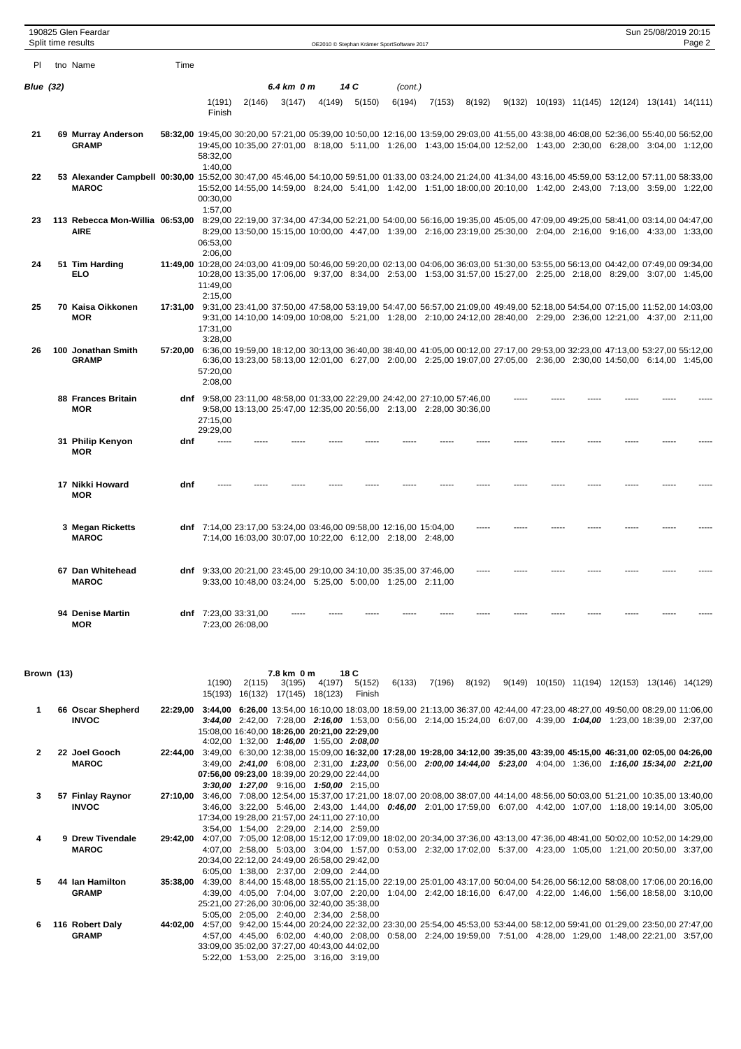## Blue (32)

6.4 km 0 m 14 C (cont.)

| Pl | tno | Name | Time | 1(191) | 2(146) | 3(147) | 4(149) | 5(150) | 6(194) | 7(153) | 8(192) | 9(132) | 10(193) | 11(145) | 12(124) | 13(141) | 14(111) | Finish |
|---|---|---|---|---|---|---|---|---|---|---|---|---|---|---|---|---|---|---|
| 21 | 69 | **Murray Anderson** GRAMP | **58:32,00** | 19:45,00 | 30:20,00 | 57:21,00 | 05:39,00 | 10:50,00 | 12:16,00 | 13:59,00 | 29:03,00 | 41:55,00 | 43:38,00 | 46:08,00 | 52:36,00 | 55:40,00 | 56:52,00 | 58:32,00 |
| | | | | 19:45,00 | 10:35,00 | 27:01,00 | 8:18,00 | 5:11,00 | 1:26,00 | 1:43,00 | 15:04,00 | 12:52,00 | 1:43,00 | 2:30,00 | 6:28,00 | 3:04,00 | 1:12,00 | 1:40,00 |
| 22 | 53 | **Alexander Campbell** MAROC | **00:30,00** | 15:52,00 | 30:47,00 | 45:46,00 | 54:10,00 | 59:51,00 | 01:33,00 | 03:24,00 | 21:24,00 | 41:34,00 | 43:16,00 | 45:59,00 | 53:12,00 | 57:11,00 | 58:33,00 | 00:30,00 |
| | | | | 15:52,00 | 14:55,00 | 14:59,00 | 8:24,00 | 5:41,00 | 1:42,00 | 1:51,00 | 18:00,00 | 20:10,00 | 1:42,00 | 2:43,00 | 7:13,00 | 3:59,00 | 1:22,00 | 1:57,00 |
| 23 | 113 | **Rebecca Mon-Willia** AIRE | **06:53,00** | 8:29,00 | 22:19,00 | 37:34,00 | 47:34,00 | 52:21,00 | 54:00,00 | 56:16,00 | 19:35,00 | 45:05,00 | 47:09,00 | 49:25,00 | 58:41,00 | 03:14,00 | 04:47,00 | 06:53,00 |
| | | | | 8:29,00 | 13:50,00 | 15:15,00 | 10:00,00 | 4:47,00 | 1:39,00 | 2:16,00 | 23:19,00 | 25:30,00 | 2:04,00 | 2:16,00 | 9:16,00 | 4:33,00 | 1:33,00 | 2:06,00 |
| 24 | 51 | **Tim Harding** ELO | **11:49,00** | 10:28,00 | 24:03,00 | 41:09,00 | 50:46,00 | 59:20,00 | 02:13,00 | 04:06,00 | 36:03,00 | 51:30,00 | 53:55,00 | 56:13,00 | 04:42,00 | 07:49,00 | 09:34,00 | 11:49,00 |
| | | | | 10:28,00 | 13:35,00 | 17:06,00 | 9:37,00 | 8:34,00 | 2:53,00 | 1:53,00 | 31:57,00 | 15:27,00 | 2:25,00 | 2:18,00 | 8:29,00 | 3:07,00 | 1:45,00 | 2:15,00 |
| 25 | 70 | **Kaisa Oikkonen** MOR | **17:31,00** | 9:31,00 | 23:41,00 | 37:50,00 | 47:58,00 | 53:19,00 | 54:47,00 | 56:57,00 | 21:09,00 | 49:49,00 | 52:18,00 | 54:54,00 | 07:15,00 | 11:52,00 | 14:03,00 | 17:31,00 |
| | | | | 9:31,00 | 14:10,00 | 14:09,00 | 10:08,00 | 5:21,00 | 1:28,00 | 2:10,00 | 24:12,00 | 28:40,00 | 2:29,00 | 2:36,00 | 12:21,00 | 4:37,00 | 2:11,00 | 3:28,00 |
| 26 | 100 | **Jonathan Smith** GRAMP | **57:20,00** | 6:36,00 | 19:59,00 | 18:12,00 | 30:13,00 | 36:40,00 | 38:40,00 | 41:05,00 | 00:12,00 | 27:17,00 | 29:53,00 | 32:23,00 | 47:13,00 | 53:27,00 | 55:12,00 | 57:20,00 |
| | | | | 6:36,00 | 13:23,00 | 58:13,00 | 12:01,00 | 6:27,00 | 2:00,00 | 2:25,00 | 19:07,00 | 27:05,00 | 2:36,00 | 2:30,00 | 14:50,00 | 6:14,00 | 1:45,00 | 2:08,00 |
| | 88 | **Frances Britain** MOR | **dnf** | 9:58,00 | 23:11,00 | 48:58,00 | 01:33,00 | 22:29,00 | 24:42,00 | 27:10,00 | 57:46,00 | ----- | ----- | ----- | ----- | ----- | ----- | 27:15,00 |
| | | | | 9:58,00 | 13:13,00 | 25:47,00 | 12:35,00 | 20:56,00 | 2:13,00 | 2:28,00 | 30:36,00 | | | | | | | 29:29,00 |
| | 31 | **Philip Kenyon** MOR | **dnf** | ----- | ----- | ----- | ----- | ----- | ----- | ----- | ----- | ----- | ----- | ----- | ----- | ----- | ----- | |
| | 17 | **Nikki Howard** MOR | **dnf** | ----- | ----- | ----- | ----- | ----- | ----- | ----- | ----- | ----- | ----- | ----- | ----- | ----- | ----- | |
| | 3 | **Megan Ricketts** MAROC | **dnf** | 7:14,00 | 23:17,00 | 53:24,00 | 03:46,00 | 09:58,00 | 12:16,00 | 15:04,00 | ----- | ----- | ----- | ----- | ----- | ----- | ----- | |
| | | | | 7:14,00 | 16:03,00 | 30:07,00 | 10:22,00 | 6:12,00 | 2:18,00 | 2:48,00 | | | | | | | | |
| | 67 | **Dan Whitehead** MAROC | **dnf** | 9:33,00 | 20:21,00 | 23:45,00 | 29:10,00 | 34:10,00 | 35:35,00 | 37:46,00 | ----- | ----- | ----- | ----- | ----- | ----- | ----- | |
| | | | | 9:33,00 | 10:48,00 | 03:24,00 | 5:25,00 | 5:00,00 | 1:25,00 | 2:11,00 | | | | | | | | |
| | 94 | **Denise Martin** MOR | **dnf** | 7:23,00 | 33:31,00 | ----- | ----- | ----- | ----- | ----- | ----- | ----- | ----- | ----- | ----- | ----- | ----- | |
| | | | | 7:23,00 | 26:08,00 | | | | | | | | | | | | | |

## Brown (13)

7.8 km 0 m 18 C

| Pl | tno | Name | Time | 1(190) | 2(115) | 3(195) | 4(197) | 5(152) | 6(133) | 7(196) | 8(192) | 9(149) | 10(150) | 11(194) | 12(153) | 13(146) | 14(129) | 15(193) | 16(132) | 17(145) | 18(123) | Finish |
|---|---|---|---|---|---|---|---|---|---|---|---|---|---|---|---|---|---|---|---|---|---|---|
| 1 | 66 | **Oscar Shepherd** INVOC | **22:29,00** | **3:44,00** | **6:26,00** | 13:54,00 | 16:10,00 | 18:03,00 | 18:59,00 | 21:13,00 | 36:37,00 | 42:44,00 | 47:23,00 | 48:27,00 | 49:50,00 | 08:29,00 | 11:06,00 | 15:08,00 | 16:40,00 | **18:26,00** | **20:21,00** | **22:29,00** |
| | | | | ***3:44,00*** | 2:42,00 | 7:28,00 | ***2:16,00*** | 1:53,00 | 0:56,00 | 2:14,00 | 15:24,00 | 6:07,00 | 4:39,00 | ***1:04,00*** | 1:23,00 | 18:39,00 | 2:37,00 | 4:02,00 | 1:32,00 | ***1:46,00*** | 1:55,00 | ***2:08,00*** |
| 2 | 22 | **Joel Gooch** MAROC | **22:44,00** | 3:49,00 | 6:30,00 | 12:38,00 | 15:09,00 | **16:32,00** | **17:28,00** | **19:28,00** | **34:12,00** | **39:35,00** | **43:39,00** | **45:15,00** | **46:31,00** | **02:05,00** | **04:26,00** | **07:56,00** | **09:23,00** | 18:39,00 | 20:29,00 | 22:44,00 |
| | | | | 3:49,00 | ***2:41,00*** | 6:08,00 | 2:31,00 | ***1:23,00*** | 0:56,00 | ***2:00,00*** | ***14:44,00*** | ***5:23,00*** | 4:04,00 | 1:36,00 | ***1:16,00*** | ***15:34,00*** | ***2:21,00*** | ***3:30,00*** | ***1:27,00*** | 9:16,00 | ***1:50,00*** | 2:15,00 |
| 3 | 57 | **Finlay Raynor** INVOC | **27:10,00** | 3:46,00 | 7:08,00 | 12:54,00 | 15:37,00 | 17:21,00 | 18:07,00 | 20:08,00 | 38:07,00 | 44:14,00 | 48:56,00 | 50:03,00 | 51:21,00 | 10:35,00 | 13:40,00 | 17:34,00 | 19:28,00 | 21:57,00 | 24:11,00 | 27:10,00 |
| | | | | 3:46,00 | 3:22,00 | 5:46,00 | 2:43,00 | 1:44,00 | ***0:46,00*** | 2:01,00 | 17:59,00 | 6:07,00 | 4:42,00 | 1:07,00 | 1:18,00 | 19:14,00 | 3:05,00 | 3:54,00 | 1:54,00 | 2:29,00 | 2:14,00 | 2:59,00 |
| 4 | 9 | **Drew Tivendale** MAROC | **29:42,00** | 4:07,00 | 7:05,00 | 12:08,00 | 15:12,00 | 17:09,00 | 18:02,00 | 20:34,00 | 37:36,00 | 43:13,00 | 47:36,00 | 48:41,00 | 50:02,00 | 10:52,00 | 14:29,00 | 20:34,00 | 22:12,00 | 24:49,00 | 26:58,00 | 29:42,00 |
| | | | | 4:07,00 | 2:58,00 | 5:03,00 | 3:04,00 | 1:57,00 | 0:53,00 | 2:32,00 | 17:02,00 | 5:37,00 | 4:23,00 | 1:05,00 | 1:21,00 | 20:50,00 | 3:37,00 | 6:05,00 | 1:38,00 | 2:37,00 | 2:09,00 | 2:44,00 |
| 5 | 44 | **Ian Hamilton** GRAMP | **35:38,00** | 4:39,00 | 8:44,00 | 15:48,00 | 18:55,00 | 21:15,00 | 22:19,00 | 25:01,00 | 43:17,00 | 50:04,00 | 54:26,00 | 56:12,00 | 58:08,00 | 17:06,00 | 20:16,00 | 25:21,00 | 27:26,00 | 30:06,00 | 32:40,00 | 35:38,00 |
| | | | | 4:39,00 | 4:05,00 | 7:04,00 | 3:07,00 | 2:20,00 | 1:04,00 | 2:42,00 | 18:16,00 | 6:47,00 | 4:22,00 | 1:46,00 | 1:56,00 | 18:58,00 | 3:10,00 | 5:05,00 | 2:05,00 | 2:40,00 | 2:34,00 | 2:58,00 |
| 6 | 116 | **Robert Daly** GRAMP | **44:02,00** | 4:57,00 | 9:42,00 | 15:44,00 | 20:24,00 | 22:32,00 | 23:30,00 | 25:54,00 | 45:53,00 | 53:44,00 | 58:12,00 | 59:41,00 | 01:29,00 | 23:50,00 | 27:47,00 | 33:09,00 | 35:02,00 | 37:27,00 | 40:43,00 | 44:02,00 |
| | | | | 4:57,00 | 4:45,00 | 6:02,00 | 4:40,00 | 2:08,00 | 0:58,00 | 2:24,00 | 19:59,00 | 7:51,00 | 4:28,00 | 1:29,00 | 1:48,00 | 22:21,00 | 3:57,00 | 5:22,00 | 1:53,00 | 2:25,00 | 3:16,00 | 3:19,00 |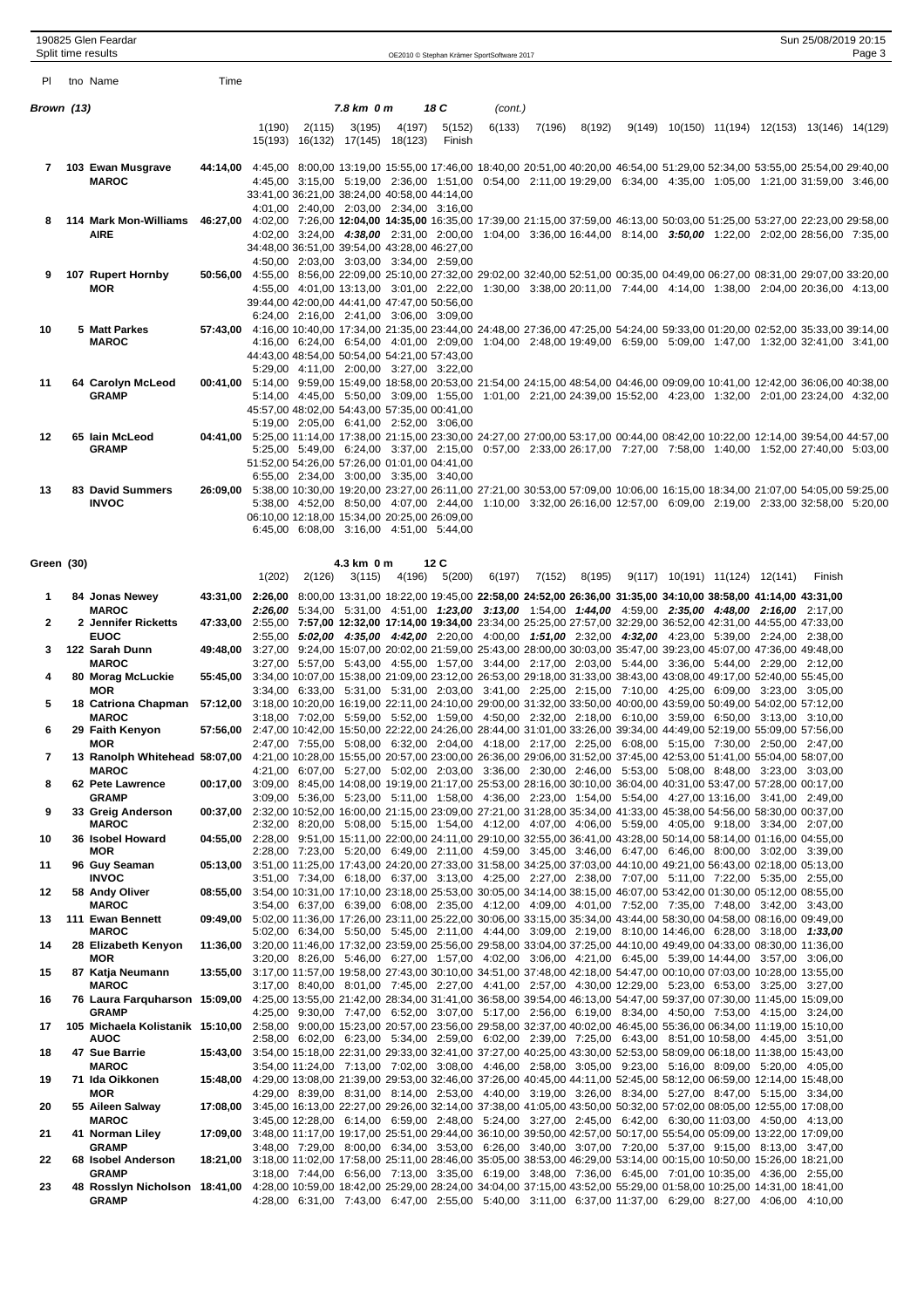190825 Glen Feardar
Split time results

OE2010 © Stephan Krämer SportSoftware 2017

## Brown (13)

7.8 km 0 m, 18 C (cont.)

| Pl | tno | Name | Club | Time | 1(190) | 2(115) | 3(195) | 4(197) | 5(152) | 6(133) | 7(196) | 8(192) | 9(149) | 10(150) | 11(194) | 12(153) | 13(146) | 14(129) | 15(193) | 16(132) | 17(145) | 18(123) | Finish |
|---|---|---|---|---|---|---|---|---|---|---|---|---|---|---|---|---|---|---|---|---|---|---|---|
| 7 | 103 | Ewan Musgrave | MAROC | 44:14,00 | 4:45,00 | 8:00,00 | 13:19,00 | 15:55,00 | 17:46,00 | 18:40,00 | 20:51,00 | 40:20,00 | 46:54,00 | 51:29,00 | 52:34,00 | 53:55,00 | 25:54,00 | 29:40,00 | 33:41,00 | 36:21,00 | 38:24,00 | 40:58,00 | 44:14,00 |
| | | | | | 4:45,00 | 3:15,00 | 5:19,00 | 2:36,00 | 1:51,00 | 0:54,00 | 2:11,00 | 19:29,00 | 6:34,00 | 4:35,00 | 1:05,00 | 1:21,00 | 31:59,00 | 3:46,00 | 4:01,00 | 2:40,00 | 2:03,00 | 2:34,00 | 3:16,00 |
| 8 | 114 | Mark Mon-Williams | AIRE | 46:27,00 | 4:02,00 | 7:26,00 | **12:04,00** | **14:35,00** | 16:35,00 | 17:39,00 | 21:15,00 | 37:59,00 | 46:13,00 | 50:03,00 | 51:25,00 | 53:27,00 | 22:23,00 | 29:58,00 | 34:48,00 | 36:51,00 | 39:54,00 | 43:28,00 | 46:27,00 |
| | | | | | 4:02,00 | 3:24,00 | ***4:38,00*** | 2:31,00 | 2:00,00 | 1:04,00 | 3:36,00 | 16:44,00 | 8:14,00 | ***3:50,00*** | 1:22,00 | 2:02,00 | 28:56,00 | 7:35,00 | 4:50,00 | 2:03,00 | 3:03,00 | 3:34,00 | 2:59,00 |
| 9 | 107 | Rupert Hornby | MOR | 50:56,00 | 4:55,00 | 8:56,00 | 22:09,00 | 25:10,00 | 27:32,00 | 29:02,00 | 32:40,00 | 52:51,00 | 00:35,00 | 04:49,00 | 06:27,00 | 08:31,00 | 29:07,00 | 33:20,00 | 39:44,00 | 42:00,00 | 44:41,00 | 47:47,00 | 50:56,00 |
| | | | | | 4:55,00 | 4:01,00 | 13:13,00 | 3:01,00 | 2:22,00 | 1:30,00 | 3:38,00 | 20:11,00 | 7:44,00 | 4:14,00 | 1:38,00 | 2:04,00 | 20:36,00 | 4:13,00 | 6:24,00 | 2:16,00 | 2:41,00 | 3:06,00 | 3:09,00 |
| 10 | 5 | Matt Parkes | MAROC | 57:43,00 | 4:16,00 | 10:40,00 | 17:34,00 | 21:35,00 | 23:44,00 | 24:48,00 | 27:36,00 | 47:25,00 | 54:24,00 | 59:33,00 | 01:20,00 | 02:52,00 | 35:33,00 | 39:14,00 | 44:43,00 | 48:54,00 | 50:54,00 | 54:21,00 | 57:43,00 |
| | | | | | 4:16,00 | 6:24,00 | 6:54,00 | 4:01,00 | 2:09,00 | 1:04,00 | 2:48,00 | 19:49,00 | 6:59,00 | 5:09,00 | 1:47,00 | 1:32,00 | 32:41,00 | 3:41,00 | 5:29,00 | 4:11,00 | 2:00,00 | 3:27,00 | 3:22,00 |
| 11 | 64 | Carolyn McLeod | GRAMP | 00:41,00 | 5:14,00 | 9:59,00 | 15:49,00 | 18:58,00 | 20:53,00 | 21:54,00 | 24:15,00 | 48:54,00 | 04:46,00 | 09:09,00 | 10:41,00 | 12:42,00 | 36:06,00 | 40:38,00 | 45:57,00 | 48:02,00 | 54:43,00 | 57:35,00 | 00:41,00 |
| | | | | | 5:14,00 | 4:45,00 | 5:50,00 | 3:09,00 | 1:55,00 | 1:01,00 | 2:21,00 | 24:39,00 | 15:52,00 | 4:23,00 | 1:32,00 | 2:01,00 | 23:24,00 | 4:32,00 | 5:19,00 | 2:05,00 | 6:41,00 | 2:52,00 | 3:06,00 |
| 12 | 65 | Iain McLeod | GRAMP | 04:41,00 | 5:25,00 | 11:14,00 | 17:38,00 | 21:15,00 | 23:30,00 | 24:27,00 | 27:00,00 | 53:17,00 | 00:44,00 | 08:42,00 | 10:22,00 | 12:14,00 | 39:54,00 | 44:57,00 | 51:52,00 | 54:26,00 | 57:26,00 | 01:01,00 | 04:41,00 |
| | | | | | 5:25,00 | 5:49,00 | 6:24,00 | 3:37,00 | 2:15,00 | 0:57,00 | 2:33,00 | 26:17,00 | 7:27,00 | 7:58,00 | 1:40,00 | 1:52,00 | 27:40,00 | 5:03,00 | 6:55,00 | 2:34,00 | 3:00,00 | 3:35,00 | 3:40,00 |
| 13 | 83 | David Summers | INVOC | 26:09,00 | 5:38,00 | 10:30,00 | 19:20,00 | 23:27,00 | 26:11,00 | 27:21,00 | 30:53,00 | 57:09,00 | 10:06,00 | 16:15,00 | 18:34,00 | 21:07,00 | 54:05,00 | 59:25,00 | 06:10,00 | 12:18,00 | 15:34,00 | 20:25,00 | 26:09,00 |
| | | | | | 5:38,00 | 4:52,00 | 8:50,00 | 4:07,00 | 2:44,00 | 1:10,00 | 3:32,00 | 26:16,00 | 12:57,00 | 6:09,00 | 2:19,00 | 2:33,00 | 32:58,00 | 5:20,00 | 6:45,00 | 6:08,00 | 3:16,00 | 4:51,00 | 5:44,00 |

## Green (30)

4.3 km 0 m, 12 C

| Pl | tno | Name | Club | Time | 1(202) | 2(126) | 3(115) | 4(196) | 5(200) | 6(197) | 7(152) | 8(195) | 9(117) | 10(191) | 11(124) | 12(141) | Finish |
|---|---|---|---|---|---|---|---|---|---|---|---|---|---|---|---|---|---|
| 1 | 84 | Jonas Newey | MAROC | 43:31,00 | **2:26,00** | 8:00,00 | 13:31,00 | 18:22,00 | 19:45,00 | **22:58,00** | **24:52,00** | **26:36,00** | **31:35,00** | **34:10,00** | **38:58,00** | **41:14,00** | **43:31,00** |
| | | | | | ***2:26,00*** | 5:34,00 | 5:31,00 | 4:51,00 | ***1:23,00*** | ***3:13,00*** | 1:54,00 | ***1:44,00*** | 4:59,00 | ***2:35,00*** | ***4:48,00*** | ***2:16,00*** | 2:17,00 |
| 2 | 2 | Jennifer Ricketts | EUOC | 47:33,00 | 2:55,00 | **7:57,00** | **12:32,00** | **17:14,00** | **19:34,00** | 23:34,00 | 25:25,00 | 27:57,00 | 32:29,00 | 36:52,00 | 42:31,00 | 44:55,00 | 47:33,00 |
| | | | | | 2:55,00 | ***5:02,00*** | ***4:35,00*** | ***4:42,00*** | 2:20,00 | 4:00,00 | ***1:51,00*** | 2:32,00 | ***4:32,00*** | 4:23,00 | 5:39,00 | 2:24,00 | 2:38,00 |
| 3 | 122 | Sarah Dunn | MAROC | 49:48,00 | 3:27,00 | 9:24,00 | 15:07,00 | 20:02,00 | 21:59,00 | 25:43,00 | 28:00,00 | 30:03,00 | 35:47,00 | 39:23,00 | 45:07,00 | 47:36,00 | 49:48,00 |
| | | | | | 3:27,00 | 5:57,00 | 5:43,00 | 4:55,00 | 1:57,00 | 3:44,00 | 2:17,00 | 2:03,00 | 5:44,00 | 3:36,00 | 5:44,00 | 2:29,00 | 2:12,00 |
| 4 | 80 | Morag McLuckie | MOR | 55:45,00 | 3:34,00 | 10:07,00 | 15:38,00 | 21:09,00 | 23:12,00 | 26:53,00 | 29:18,00 | 31:33,00 | 38:43,00 | 43:08,00 | 49:17,00 | 52:40,00 | 55:45,00 |
| | | | | | 3:34,00 | 6:33,00 | 5:31,00 | 5:31,00 | 2:03,00 | 3:41,00 | 2:25,00 | 2:15,00 | 7:10,00 | 4:25,00 | 6:09,00 | 3:23,00 | 3:05,00 |
| 5 | 18 | Catriona Chapman | MAROC | 57:12,00 | 3:18,00 | 10:20,00 | 16:19,00 | 22:11,00 | 24:10,00 | 29:00,00 | 31:32,00 | 33:50,00 | 40:00,00 | 43:59,00 | 50:49,00 | 54:02,00 | 57:12,00 |
| | | | | | 3:18,00 | 7:02,00 | 5:59,00 | 5:52,00 | 1:59,00 | 4:50,00 | 2:32,00 | 2:18,00 | 6:10,00 | 3:59,00 | 6:50,00 | 3:13,00 | 3:10,00 |
| 6 | 29 | Faith Kenyon | MOR | 57:56,00 | 2:47,00 | 10:42,00 | 15:50,00 | 22:22,00 | 24:26,00 | 28:44,00 | 31:01,00 | 33:26,00 | 39:34,00 | 44:49,00 | 52:19,00 | 55:09,00 | 57:56,00 |
| | | | | | 2:47,00 | 7:55,00 | 5:08,00 | 6:32,00 | 2:04,00 | 4:18,00 | 2:17,00 | 2:25,00 | 6:08,00 | 5:15,00 | 7:30,00 | 2:50,00 | 2:47,00 |
| 7 | 13 | Ranolph Whitehead | MAROC | 58:07,00 | 4:21,00 | 10:28,00 | 15:55,00 | 20:57,00 | 23:00,00 | 26:36,00 | 29:06,00 | 31:52,00 | 37:45,00 | 42:53,00 | 51:41,00 | 55:04,00 | 58:07,00 |
| | | | | | 4:21,00 | 6:07,00 | 5:27,00 | 5:02,00 | 2:03,00 | 3:36,00 | 2:30,00 | 2:46,00 | 5:53,00 | 5:08,00 | 8:48,00 | 3:23,00 | 3:03,00 |
| 8 | 62 | Pete Lawrence | GRAMP | 00:17,00 | 3:09,00 | 8:45,00 | 14:08,00 | 19:19,00 | 21:17,00 | 25:53,00 | 28:16,00 | 30:10,00 | 36:04,00 | 40:31,00 | 53:47,00 | 57:28,00 | 00:17,00 |
| | | | | | 3:09,00 | 5:36,00 | 5:23,00 | 5:11,00 | 1:58,00 | 4:36,00 | 2:23,00 | 1:54,00 | 5:54,00 | 4:27,00 | 13:16,00 | 3:41,00 | 2:49,00 |
| 9 | 33 | Greig Anderson | MAROC | 00:37,00 | 2:32,00 | 10:52,00 | 16:00,00 | 21:15,00 | 23:09,00 | 27:21,00 | 31:28,00 | 35:34,00 | 41:33,00 | 45:38,00 | 54:56,00 | 58:30,00 | 00:37,00 |
| | | | | | 2:32,00 | 8:20,00 | 5:08,00 | 5:15,00 | 1:54,00 | 4:12,00 | 4:07,00 | 4:06,00 | 5:59,00 | 4:05,00 | 9:18,00 | 3:34,00 | 2:07,00 |
| 10 | 36 | Isobel Howard | MOR | 04:55,00 | 2:28,00 | 9:51,00 | 15:11,00 | 22:00,00 | 24:11,00 | 29:10,00 | 32:55,00 | 36:41,00 | 43:28,00 | 50:14,00 | 58:14,00 | 01:16,00 | 04:55,00 |
| | | | | | 2:28,00 | 7:23,00 | 5:20,00 | 6:49,00 | 2:11,00 | 4:59,00 | 3:45,00 | 3:46,00 | 6:47,00 | 6:46,00 | 8:00,00 | 3:02,00 | 3:39,00 |
| 11 | 96 | Guy Seaman | INVOC | 05:13,00 | 3:51,00 | 11:25,00 | 17:43,00 | 24:20,00 | 27:33,00 | 31:58,00 | 34:25,00 | 37:03,00 | 44:10,00 | 49:21,00 | 56:43,00 | 02:18,00 | 05:13,00 |
| | | | | | 3:51,00 | 7:34,00 | 6:18,00 | 6:37,00 | 3:13,00 | 4:25,00 | 2:27,00 | 2:38,00 | 7:07,00 | 5:11,00 | 7:22,00 | 5:35,00 | 2:55,00 |
| 12 | 58 | Andy Oliver | MAROC | 08:55,00 | 3:54,00 | 10:31,00 | 17:10,00 | 23:18,00 | 25:53,00 | 30:05,00 | 34:14,00 | 38:15,00 | 46:07,00 | 53:42,00 | 01:30,00 | 05:12,00 | 08:55,00 |
| | | | | | 3:54,00 | 6:37,00 | 6:39,00 | 6:08,00 | 2:35,00 | 4:12,00 | 4:09,00 | 4:01,00 | 7:52,00 | 7:35,00 | 7:48,00 | 3:42,00 | 3:43,00 |
| 13 | 111 | Ewan Bennett | MAROC | 09:49,00 | 5:02,00 | 11:36,00 | 17:26,00 | 23:11,00 | 25:22,00 | 30:06,00 | 33:15,00 | 35:34,00 | 43:44,00 | 58:30,00 | 04:58,00 | 08:16,00 | 09:49,00 |
| | | | | | 5:02,00 | 6:34,00 | 5:50,00 | 5:45,00 | 2:11,00 | 4:44,00 | 3:09,00 | 2:19,00 | 8:10,00 | 14:46,00 | 6:28,00 | 3:18,00 | ***1:33,00*** |
| 14 | 28 | Elizabeth Kenyon | MOR | 11:36,00 | 3:20,00 | 11:46,00 | 17:32,00 | 23:59,00 | 25:56,00 | 29:58,00 | 33:04,00 | 37:25,00 | 44:10,00 | 49:49,00 | 04:33,00 | 08:30,00 | 11:36,00 |
| | | | | | 3:20,00 | 8:26,00 | 5:46,00 | 6:27,00 | 1:57,00 | 4:02,00 | 3:06,00 | 4:21,00 | 6:45,00 | 5:39,00 | 14:44,00 | 3:57,00 | 3:06,00 |
| 15 | 87 | Katja Neumann | MAROC | 13:55,00 | 3:17,00 | 11:57,00 | 19:58,00 | 27:43,00 | 30:10,00 | 34:51,00 | 37:48,00 | 42:18,00 | 54:47,00 | 00:10,00 | 07:03,00 | 10:28,00 | 13:55,00 |
| | | | | | 3:17,00 | 8:40,00 | 8:01,00 | 7:45,00 | 2:27,00 | 4:41,00 | 2:57,00 | 4:30,00 | 12:29,00 | 5:23,00 | 6:53,00 | 3:25,00 | 3:27,00 |
| 16 | 76 | Laura Farquharson | GRAMP | 15:09,00 | 4:25,00 | 13:55,00 | 21:42,00 | 28:34,00 | 31:41,00 | 36:58,00 | 39:54,00 | 46:13,00 | 54:47,00 | 59:37,00 | 07:30,00 | 11:45,00 | 15:09,00 |
| | | | | | 4:25,00 | 9:30,00 | 7:47,00 | 6:52,00 | 3:07,00 | 5:17,00 | 2:56,00 | 6:19,00 | 8:34,00 | 4:50,00 | 7:53,00 | 4:15,00 | 3:24,00 |
| 17 | 105 | Michaela Kolistanik | AUOC | 15:10,00 | 2:58,00 | 9:00,00 | 15:23,00 | 20:57,00 | 23:56,00 | 29:58,00 | 32:37,00 | 40:02,00 | 46:45,00 | 55:36,00 | 06:34,00 | 11:19,00 | 15:10,00 |
| | | | | | 2:58,00 | 6:02,00 | 6:23,00 | 5:34,00 | 2:59,00 | 6:02,00 | 2:39,00 | 7:25,00 | 6:43,00 | 8:51,00 | 10:58,00 | 4:45,00 | 3:51,00 |
| 18 | 47 | Sue Barrie | MAROC | 15:43,00 | 3:54,00 | 15:18,00 | 22:31,00 | 29:33,00 | 32:41,00 | 37:27,00 | 40:25,00 | 43:30,00 | 52:53,00 | 58:09,00 | 06:18,00 | 11:38,00 | 15:43,00 |
| | | | | | 3:54,00 | 11:24,00 | 7:13,00 | 7:02,00 | 3:08,00 | 4:46,00 | 2:58,00 | 3:05,00 | 9:23,00 | 5:16,00 | 8:09,00 | 5:20,00 | 4:05,00 |
| 19 | 71 | Ida Oikkonen | MOR | 15:48,00 | 4:29,00 | 13:08,00 | 21:39,00 | 29:53,00 | 32:46,00 | 37:26,00 | 40:45,00 | 44:11,00 | 52:45,00 | 58:12,00 | 06:59,00 | 12:14,00 | 15:48,00 |
| | | | | | 4:29,00 | 8:39,00 | 8:31,00 | 8:14,00 | 2:53,00 | 4:40,00 | 3:19,00 | 3:26,00 | 8:34,00 | 5:27,00 | 8:47,00 | 5:15,00 | 3:34,00 |
| 20 | 55 | Aileen Salway | MAROC | 17:08,00 | 3:45,00 | 16:13,00 | 22:27,00 | 29:26,00 | 32:14,00 | 37:38,00 | 41:05,00 | 43:50,00 | 50:32,00 | 57:02,00 | 08:05,00 | 12:55,00 | 17:08,00 |
| | | | | | 3:45,00 | 12:28,00 | 6:14,00 | 6:59,00 | 2:48,00 | 5:24,00 | 3:27,00 | 2:45,00 | 6:42,00 | 6:30,00 | 11:03,00 | 4:50,00 | 4:13,00 |
| 21 | 41 | Norman Liley | GRAMP | 17:09,00 | 3:48,00 | 11:17,00 | 19:17,00 | 25:51,00 | 29:44,00 | 36:10,00 | 39:50,00 | 42:57,00 | 50:17,00 | 55:54,00 | 05:09,00 | 13:22,00 | 17:09,00 |
| | | | | | 3:48,00 | 7:29,00 | 8:00,00 | 6:34,00 | 3:53,00 | 6:26,00 | 3:40,00 | 3:07,00 | 7:20,00 | 5:37,00 | 9:15,00 | 8:13,00 | 3:47,00 |
| 22 | 68 | Isobel Anderson | GRAMP | 18:21,00 | 3:18,00 | 11:02,00 | 17:58,00 | 25:11,00 | 28:46,00 | 35:05,00 | 38:53,00 | 46:29,00 | 53:14,00 | 00:15,00 | 10:50,00 | 15:26,00 | 18:21,00 |
| | | | | | 3:18,00 | 7:44,00 | 6:56,00 | 7:13,00 | 3:35,00 | 6:19,00 | 3:48,00 | 7:36,00 | 6:45,00 | 7:01,00 | 10:35,00 | 4:36,00 | 2:55,00 |
| 23 | 48 | Rosslyn Nicholson | GRAMP | 18:41,00 | 4:28,00 | 10:59,00 | 18:42,00 | 25:29,00 | 28:24,00 | 34:04,00 | 37:15,00 | 43:52,00 | 55:29,00 | 01:58,00 | 10:25,00 | 14:31,00 | 18:41,00 |
| | | | | | 4:28,00 | 6:31,00 | 7:43,00 | 6:47,00 | 2:55,00 | 5:40,00 | 3:11,00 | 6:37,00 | 11:37,00 | 6:29,00 | 8:27,00 | 4:06,00 | 4:10,00 |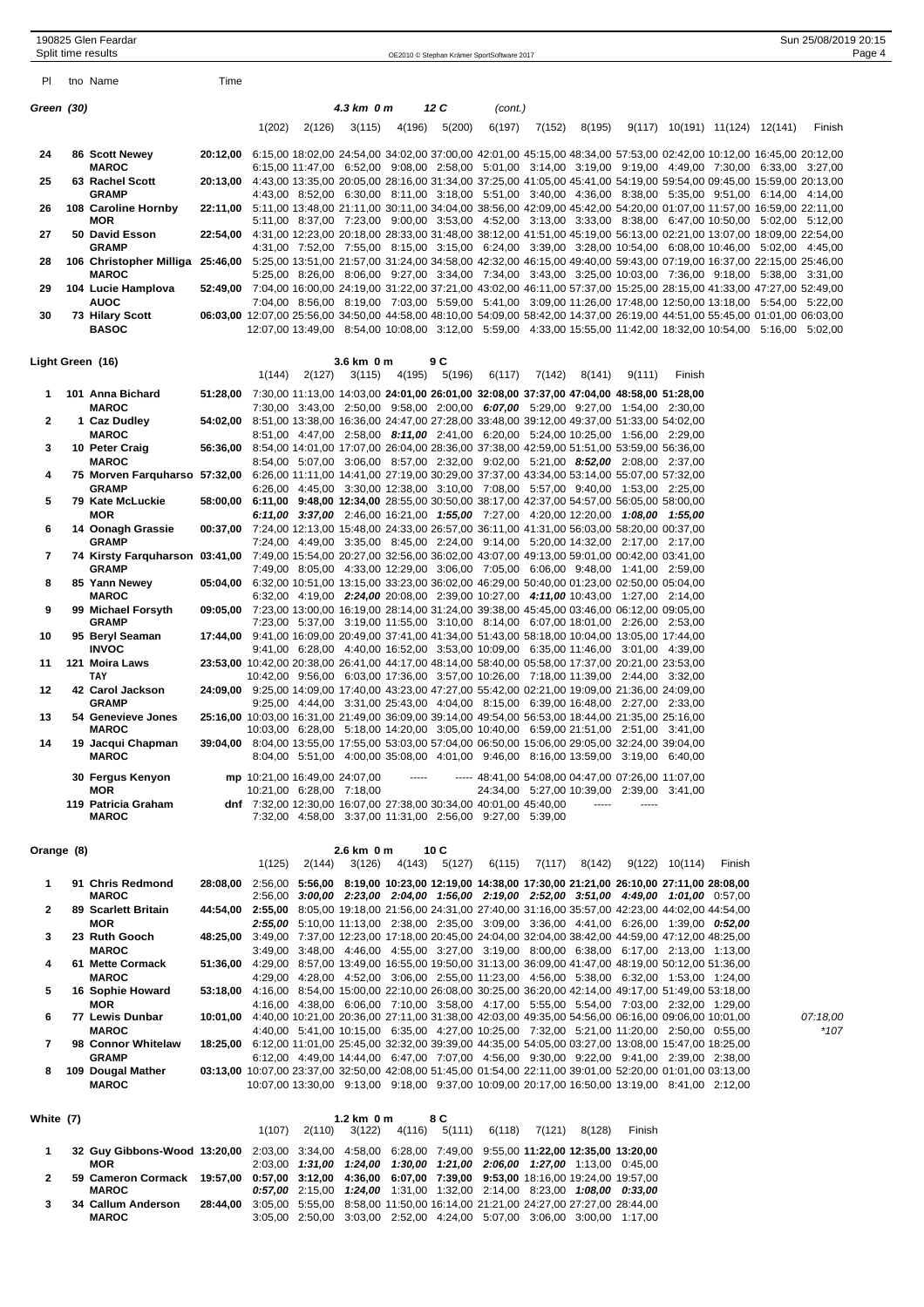| Pl | tno | Name | Time | | | | | | | | | | | | | |
|---|---|---|---|---|---|---|---|---|---|---|---|---|---|---|---|---|

**Green (30)** — 4.3 km 0 m — 12 C (cont.)

| Pl | tno Name | Time | 1(202) | 2(126) | 3(115) | 4(196) | 5(200) | 6(197) | 7(152) | 8(195) | 9(117) | 10(191) | 11(124) | 12(141) | Finish |
|---|---|---|---|---|---|---|---|---|---|---|---|---|---|---|---|
| 24 | 86 Scott Newey | 20:12,00 | 6:15,00 | 18:02,00 | 24:54,00 | 34:02,00 | 37:00,00 | 42:01,00 | 45:15,00 | 48:34,00 | 57:53,00 | 02:42,00 | 10:12,00 | 16:45,00 | 20:12,00 |
| | MAROC | | 6:15,00 | 11:47,00 | 6:52,00 | 9:08,00 | 2:58,00 | 5:01,00 | 3:14,00 | 3:19,00 | 9:19,00 | 4:49,00 | 7:30,00 | 6:33,00 | 3:27,00 |
| 25 | 63 Rachel Scott | 20:13,00 | 4:43,00 | 13:35,00 | 20:05,00 | 28:16,00 | 31:34,00 | 37:25,00 | 41:05,00 | 45:41,00 | 54:19,00 | 59:54,00 | 09:45,00 | 15:59,00 | 20:13,00 |
| | GRAMP | | 4:43,00 | 8:52,00 | 6:30,00 | 8:11,00 | 3:18,00 | 5:51,00 | 3:40,00 | 4:36,00 | 8:38,00 | 5:35,00 | 9:51,00 | 6:14,00 | 4:14,00 |
| 26 | 108 Caroline Hornby | 22:11,00 | 5:11,00 | 13:48,00 | 21:11,00 | 30:11,00 | 34:04,00 | 38:56,00 | 42:09,00 | 45:42,00 | 54:20,00 | 01:07,00 | 11:57,00 | 16:59,00 | 22:11,00 |
| | MOR | | 5:11,00 | 8:37,00 | 7:23,00 | 9:00,00 | 3:53,00 | 4:52,00 | 3:13,00 | 3:33,00 | 8:38,00 | 6:47,00 | 10:50,00 | 5:02,00 | 5:12,00 |
| 27 | 50 David Esson | 22:54,00 | 4:31,00 | 12:23,00 | 20:18,00 | 28:33,00 | 31:48,00 | 38:12,00 | 41:51,00 | 45:19,00 | 56:13,00 | 02:21,00 | 13:07,00 | 18:09,00 | 22:54,00 |
| | GRAMP | | 4:31,00 | 7:52,00 | 7:55,00 | 8:15,00 | 3:15,00 | 6:24,00 | 3:39,00 | 3:28,00 | 10:54,00 | 6:08,00 | 10:46,00 | 5:02,00 | 4:45,00 |
| 28 | 106 Christopher Milliga | 25:46,00 | 5:25,00 | 13:51,00 | 21:57,00 | 31:24,00 | 34:58,00 | 42:32,00 | 46:15,00 | 49:40,00 | 59:43,00 | 07:19,00 | 16:37,00 | 22:15,00 | 25:46,00 |
| | MAROC | | 5:25,00 | 8:26,00 | 8:06,00 | 9:27,00 | 3:34,00 | 7:34,00 | 3:43,00 | 3:25,00 | 10:03,00 | 7:36,00 | 9:18,00 | 5:38,00 | 3:31,00 |
| 29 | 104 Lucie Hamplova | 52:49,00 | 7:04,00 | 16:00,00 | 24:19,00 | 31:22,00 | 37:21,00 | 43:02,00 | 46:11,00 | 57:37,00 | 15:25,00 | 28:15,00 | 41:33,00 | 47:27,00 | 52:49,00 |
| | AUOC | | 7:04,00 | 8:56,00 | 8:19,00 | 7:03,00 | 5:59,00 | 5:41,00 | 3:09,00 | 11:26,00 | 17:48,00 | 12:50,00 | 13:18,00 | 5:54,00 | 5:22,00 |
| 30 | 73 Hilary Scott | 06:03,00 | 12:07,00 | 25:56,00 | 34:50,00 | 44:58,00 | 48:10,00 | 54:09,00 | 58:42,00 | 14:37,00 | 26:19,00 | 44:51,00 | 55:45,00 | 01:01,00 | 06:03,00 |
| | BASOC | | 12:07,00 | 13:49,00 | 8:54,00 | 10:08,00 | 3:12,00 | 5:59,00 | 4:33,00 | 15:55,00 | 11:42,00 | 18:32,00 | 10:54,00 | 5:16,00 | 5:02,00 |

**Light Green (16)** — 3.6 km 0 m — 9 C

| Pl | tno Name | Time | 1(144) | 2(127) | 3(115) | 4(195) | 5(196) | 6(117) | 7(142) | 8(141) | 9(111) | Finish |
|---|---|---|---|---|---|---|---|---|---|---|---|---|
| 1 | 101 Anna Bichard | 51:28,00 | 7:30,00 | 11:13,00 | 14:03,00 | **24:01,00** | **26:01,00** | **32:08,00** | **37:37,00** | **47:04,00** | **48:58,00** | **51:28,00** |
| | MAROC | | 7:30,00 | 3:43,00 | 2:50,00 | 9:58,00 | 2:00,00 | ***6:07,00*** | 5:29,00 | 9:27,00 | 1:54,00 | 2:30,00 |
| 2 | 1 Caz Dudley | 54:02,00 | 8:51,00 | 13:38,00 | 16:36,00 | 24:47,00 | 27:28,00 | 33:48,00 | 39:12,00 | 49:37,00 | 51:33,00 | 54:02,00 |
| | MAROC | | 8:51,00 | 4:47,00 | 2:58,00 | ***8:11,00*** | 2:41,00 | 6:20,00 | 5:24,00 | 10:25,00 | 1:56,00 | 2:29,00 |
| 3 | 10 Peter Craig | 56:36,00 | 8:54,00 | 14:01,00 | 17:07,00 | 26:04,00 | 28:36,00 | 37:38,00 | 42:59,00 | 51:51,00 | 53:59,00 | 56:36,00 |
| | MAROC | | 8:54,00 | 5:07,00 | 3:06,00 | 8:57,00 | 2:32,00 | 9:02,00 | 5:21,00 | ***8:52,00*** | 2:08,00 | 2:37,00 |
| 4 | 75 Morven Farquharso | 57:32,00 | 6:26,00 | 11:11,00 | 14:41,00 | 27:19,00 | 30:29,00 | 37:37,00 | 43:34,00 | 53:14,00 | 55:07,00 | 57:32,00 |
| | GRAMP | | 6:26,00 | 4:45,00 | 3:30,00 | 12:38,00 | 3:10,00 | 7:08,00 | 5:57,00 | 9:40,00 | 1:53,00 | 2:25,00 |
| 5 | 79 Kate McLuckie | 58:00,00 | **6:11,00** | **9:48,00** | **12:34,00** | 28:55,00 | 30:50,00 | 38:17,00 | 42:37,00 | 54:57,00 | 56:05,00 | 58:00,00 |
| | MOR | | ***6:11,00*** | ***3:37,00*** | 2:46,00 | 16:21,00 | ***1:55,00*** | 7:27,00 | 4:20,00 | 12:20,00 | ***1:08,00*** | ***1:55,00*** |
| 6 | 14 Oonagh Grassie | 00:37,00 | 7:24,00 | 12:13,00 | 15:48,00 | 24:33,00 | 26:57,00 | 36:11,00 | 41:31,00 | 56:03,00 | 58:20,00 | 00:37,00 |
| | GRAMP | | 7:24,00 | 4:49,00 | 3:35,00 | 8:45,00 | 2:24,00 | 9:14,00 | 5:20,00 | 14:32,00 | 2:17,00 | 2:17,00 |
| 7 | 74 Kirsty Farquharson | 03:41,00 | 7:49,00 | 15:54,00 | 20:27,00 | 32:56,00 | 36:02,00 | 43:07,00 | 49:13,00 | 59:01,00 | 00:42,00 | 03:41,00 |
| | GRAMP | | 7:49,00 | 8:05,00 | 4:33,00 | 12:29,00 | 3:06,00 | 7:05,00 | 6:06,00 | 9:48,00 | 1:41,00 | 2:59,00 |
| 8 | 85 Yann Newey | 05:04,00 | 6:32,00 | 10:51,00 | 13:15,00 | 33:23,00 | 36:02,00 | 46:29,00 | 50:40,00 | 01:23,00 | 02:50,00 | 05:04,00 |
| | MAROC | | 6:32,00 | 4:19,00 | ***2:24,00*** | 20:08,00 | 2:39,00 | 10:27,00 | ***4:11,00*** | 10:43,00 | 1:27,00 | 2:14,00 |
| 9 | 99 Michael Forsyth | 09:05,00 | 7:23,00 | 13:00,00 | 16:19,00 | 28:14,00 | 31:24,00 | 39:38,00 | 45:45,00 | 03:46,00 | 06:12,00 | 09:05,00 |
| | GRAMP | | 7:23,00 | 5:37,00 | 3:19,00 | 11:55,00 | 3:10,00 | 8:14,00 | 6:07,00 | 18:01,00 | 2:26,00 | 2:53,00 |
| 10 | 95 Beryl Seaman | 17:44,00 | 9:41,00 | 16:09,00 | 20:49,00 | 37:41,00 | 41:34,00 | 51:43,00 | 58:18,00 | 10:04,00 | 13:05,00 | 17:44,00 |
| | INVOC | | 9:41,00 | 6:28,00 | 4:40,00 | 16:52,00 | 3:53,00 | 10:09,00 | 6:35,00 | 11:46,00 | 3:01,00 | 4:39,00 |
| 11 | 121 Moira Laws | 23:53,00 | 10:42,00 | 20:38,00 | 26:41,00 | 44:17,00 | 48:14,00 | 58:40,00 | 05:58,00 | 17:37,00 | 20:21,00 | 23:53,00 |
| | TAY | | 10:42,00 | 9:56,00 | 6:03,00 | 17:36,00 | 3:57,00 | 10:26,00 | 7:18,00 | 11:39,00 | 2:44,00 | 3:32,00 |
| 12 | 42 Carol Jackson | 24:09,00 | 9:25,00 | 14:09,00 | 17:40,00 | 43:23,00 | 47:27,00 | 55:42,00 | 02:21,00 | 19:09,00 | 21:36,00 | 24:09,00 |
| | GRAMP | | 9:25,00 | 4:44,00 | 3:31,00 | 25:43,00 | 4:04,00 | 8:15,00 | 6:39,00 | 16:48,00 | 2:27,00 | 2:33,00 |
| 13 | 54 Genevieve Jones | 25:16,00 | 10:03,00 | 16:31,00 | 21:49,00 | 36:09,00 | 39:14,00 | 49:54,00 | 56:53,00 | 18:44,00 | 21:35,00 | 25:16,00 |
| | MAROC | | 10:03,00 | 6:28,00 | 5:18,00 | 14:20,00 | 3:05,00 | 10:40,00 | 6:59,00 | 21:51,00 | 2:51,00 | 3:41,00 |
| 14 | 19 Jacqui Chapman | 39:04,00 | 8:04,00 | 13:55,00 | 17:55,00 | 53:03,00 | 57:04,00 | 06:50,00 | 15:06,00 | 29:05,00 | 32:24,00 | 39:04,00 |
| | MAROC | | 8:04,00 | 5:51,00 | 4:00,00 | 35:08,00 | 4:01,00 | 9:46,00 | 8:16,00 | 13:59,00 | 3:19,00 | 6:40,00 |
| | 30 Fergus Kenyon | mp | 10:21,00 | 16:49,00 | 24:07,00 | ----- | ----- | 48:41,00 | 54:08,00 | 04:47,00 | 07:26,00 | 11:07,00 |
| | MOR | | 10:21,00 | 6:28,00 | 7:18,00 | | | 24:34,00 | 5:27,00 | 10:39,00 | 2:39,00 | 3:41,00 |
| | 119 Patricia Graham | dnf | 7:32,00 | 12:30,00 | 16:07,00 | 27:38,00 | 30:34,00 | 40:01,00 | 45:40,00 | ----- | ----- | |
| | MAROC | | 7:32,00 | 4:58,00 | 3:37,00 | 11:31,00 | 2:56,00 | 9:27,00 | 5:39,00 | | | |

**Orange (8)** — 2.6 km 0 m — 10 C

| Pl | tno Name | Time | 1(125) | 2(144) | 3(126) | 4(143) | 5(127) | 6(115) | 7(117) | 8(142) | 9(122) | 10(114) | Finish | |
|---|---|---|---|---|---|---|---|---|---|---|---|---|---|---|
| 1 | 91 Chris Redmond | 28:08,00 | 2:56,00 | **5:56,00** | **8:19,00** | **10:23,00** | **12:19,00** | **14:38,00** | **17:30,00** | **21:21,00** | **26:10,00** | **27:11,00** | **28:08,00** | |
| | MAROC | | 2:56,00 | ***3:00,00*** | ***2:23,00*** | ***2:04,00*** | ***1:56,00*** | ***2:19,00*** | ***2:52,00*** | ***3:51,00*** | ***4:49,00*** | ***1:01,00*** | 0:57,00 | |
| 2 | 89 Scarlett Britain | 44:54,00 | **2:55,00** | 8:05,00 | 19:18,00 | 21:56,00 | 24:31,00 | 27:40,00 | 31:16,00 | 35:57,00 | 42:23,00 | 44:02,00 | 44:54,00 | |
| | MOR | | ***2:55,00*** | 5:10,00 | 11:13,00 | 2:38,00 | 2:35,00 | 3:09,00 | 3:36,00 | 4:41,00 | 6:26,00 | 1:39,00 | ***0:52,00*** | |
| 3 | 23 Ruth Gooch | 48:25,00 | 3:49,00 | 7:37,00 | 12:23,00 | 17:18,00 | 20:45,00 | 24:04,00 | 32:04,00 | 38:42,00 | 44:59,00 | 47:12,00 | 48:25,00 | |
| | MAROC | | 3:49,00 | 3:48,00 | 4:46,00 | 4:55,00 | 3:27,00 | 3:19,00 | 8:00,00 | 6:38,00 | 6:17,00 | 2:13,00 | 1:13,00 | |
| 4 | 61 Mette Cormack | 51:36,00 | 4:29,00 | 8:57,00 | 13:49,00 | 16:55,00 | 19:50,00 | 31:13,00 | 36:09,00 | 41:47,00 | 48:19,00 | 50:12,00 | 51:36,00 | |
| | MAROC | | 4:29,00 | 4:28,00 | 4:52,00 | 3:06,00 | 2:55,00 | 11:23,00 | 4:56,00 | 5:38,00 | 6:32,00 | 1:53,00 | 1:24,00 | |
| 5 | 16 Sophie Howard | 53:18,00 | 4:16,00 | 8:54,00 | 15:00,00 | 22:10,00 | 26:08,00 | 30:25,00 | 36:20,00 | 42:14,00 | 49:17,00 | 51:49,00 | 53:18,00 | |
| | MOR | | 4:16,00 | 4:38,00 | 6:06,00 | 7:10,00 | 3:58,00 | 4:17,00 | 5:55,00 | 5:54,00 | 7:03,00 | 2:32,00 | 1:29,00 | |
| 6 | 77 Lewis Dunbar | 10:01,00 | 4:40,00 | 10:21,00 | 20:36,00 | 27:11,00 | 31:38,00 | 42:03,00 | 49:35,00 | 54:56,00 | 06:16,00 | 09:06,00 | 10:01,00 | *07:18,00* |
| | MAROC | | 4:40,00 | 5:41,00 | 10:15,00 | 6:35,00 | 4:27,00 | 10:25,00 | 7:32,00 | 5:21,00 | 11:20,00 | 2:50,00 | 0:55,00 | *107 |
| 7 | 98 Connor Whitelaw | 18:25,00 | 6:12,00 | 11:01,00 | 25:45,00 | 32:32,00 | 39:39,00 | 44:35,00 | 54:05,00 | 03:27,00 | 13:08,00 | 15:47,00 | 18:25,00 | |
| | GRAMP | | 6:12,00 | 4:49,00 | 14:44,00 | 6:47,00 | 7:07,00 | 4:56,00 | 9:30,00 | 9:22,00 | 9:41,00 | 2:39,00 | 2:38,00 | |
| 8 | 109 Dougal Mather | 03:13,00 | 10:07,00 | 23:37,00 | 32:50,00 | 42:08,00 | 51:45,00 | 01:54,00 | 22:11,00 | 39:01,00 | 52:20,00 | 01:01,00 | 03:13,00 | |
| | MAROC | | 10:07,00 | 13:30,00 | 9:13,00 | 9:18,00 | 9:37,00 | 10:09,00 | 20:17,00 | 16:50,00 | 13:19,00 | 8:41,00 | 2:12,00 | |

**White (7)** — 1.2 km 0 m — 8 C

| Pl | tno Name | Time | 1(107) | 2(110) | 3(122) | 4(116) | 5(111) | 6(118) | 7(121) | 8(128) | Finish |
|---|---|---|---|---|---|---|---|---|---|---|---|
| 1 | 32 Guy Gibbons-Wood | 13:20,00 | 2:03,00 | 3:34,00 | 4:58,00 | 6:28,00 | 7:49,00 | 9:55,00 | **11:22,00** | **12:35,00** | **13:20,00** |
| | MOR | | 2:03,00 | ***1:31,00*** | ***1:24,00*** | ***1:30,00*** | ***1:21,00*** | ***2:06,00*** | ***1:27,00*** | 1:13,00 | 0:45,00 |
| 2 | 59 Cameron Cormack | 19:57,00 | **0:57,00** | **3:12,00** | **4:36,00** | **6:07,00** | **7:39,00** | **9:53,00** | 18:16,00 | 19:24,00 | 19:57,00 |
| | MAROC | | ***0:57,00*** | 2:15,00 | ***1:24,00*** | 1:31,00 | 1:32,00 | 2:14,00 | 8:23,00 | ***1:08,00*** | ***0:33,00*** |
| 3 | 34 Callum Anderson | 28:44,00 | 3:05,00 | 5:55,00 | 8:58,00 | 11:50,00 | 16:14,00 | 21:21,00 | 24:27,00 | 27:27,00 | 28:44,00 |
| | MAROC | | 3:05,00 | 2:50,00 | 3:03,00 | 2:52,00 | 4:24,00 | 5:07,00 | 3:06,00 | 3:00,00 | 1:17,00 |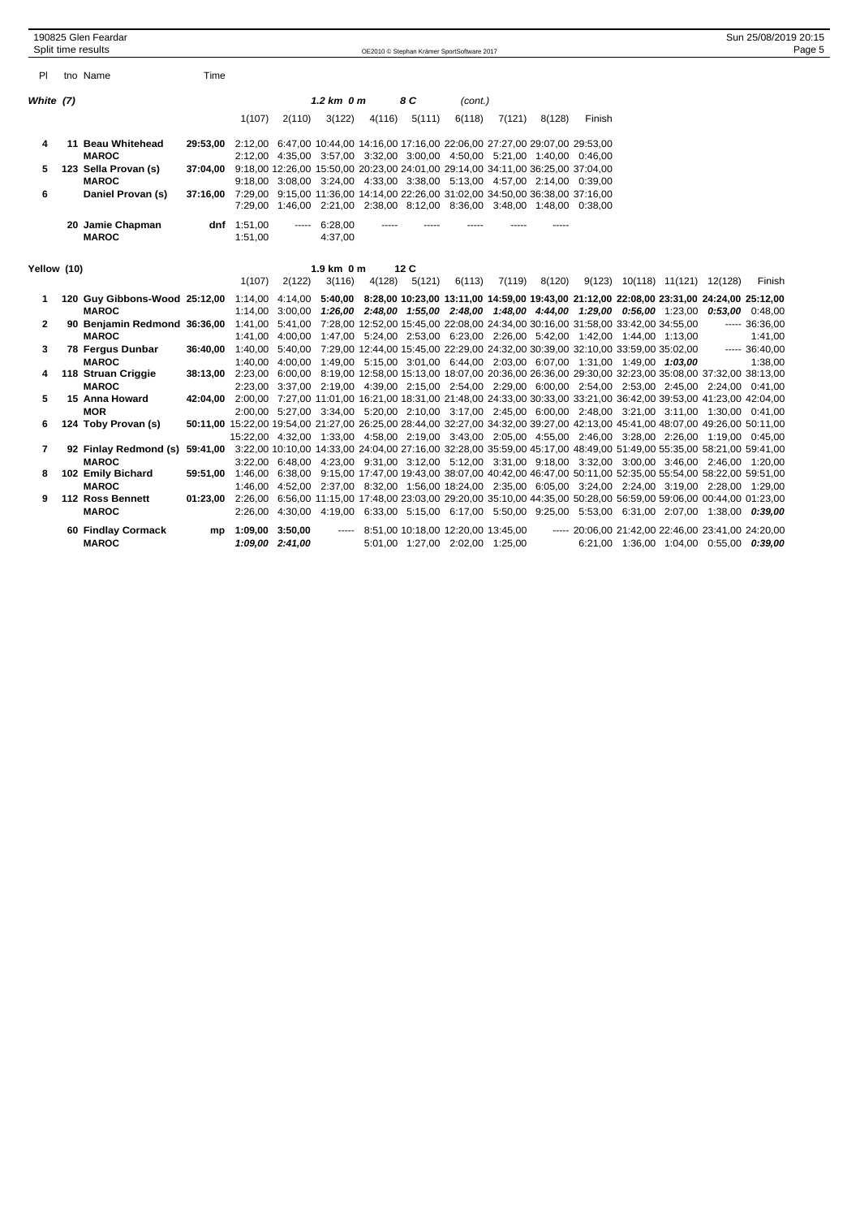190825 Glen Feardar
Split time results

OE2010 © Stephan Krämer SportSoftware 2017

Sun 25/08/2019 20:15

## White (7) — 1.2 km 0 m — 8 C (cont.)

| Pl | tno Name | Time | 1(107) | 2(110) | 3(122) | 4(116) | 5(111) | 6(118) | 7(121) | 8(128) | Finish |
|---|---|---|---|---|---|---|---|---|---|---|---|
| 4 | 11 **Beau Whitehead** | **29:53,00** | 2:12,00 | 6:47,00 | 10:44,00 | 14:16,00 | 17:16,00 | 22:06,00 | 27:27,00 | 29:07,00 | 29:53,00 |
| | **MAROC** | | 2:12,00 | 4:35,00 | 3:57,00 | 3:32,00 | 3:00,00 | 4:50,00 | 5:21,00 | 1:40,00 | 0:46,00 |
| 5 | 123 **Sella Provan (s)** | **37:04,00** | 9:18,00 | 12:26,00 | 15:50,00 | 20:23,00 | 24:01,00 | 29:14,00 | 34:11,00 | 36:25,00 | 37:04,00 |
| | **MAROC** | | 9:18,00 | 3:08,00 | 3:24,00 | 4:33,00 | 3:38,00 | 5:13,00 | 4:57,00 | 2:14,00 | 0:39,00 |
| 6 | **Daniel Provan (s)** | **37:16,00** | 7:29,00 | 9:15,00 | 11:36,00 | 14:14,00 | 22:26,00 | 31:02,00 | 34:50,00 | 36:38,00 | 37:16,00 |
| | | | 7:29,00 | 1:46,00 | 2:21,00 | 2:38,00 | 8:12,00 | 8:36,00 | 3:48,00 | 1:48,00 | 0:38,00 |
| | 20 **Jamie Chapman** | **dnf** | 1:51,00 | ----- | 6:28,00 | ----- | ----- | ----- | ----- | ----- | |
| | **MAROC** | | 1:51,00 | | 4:37,00 | | | | | | |

## Yellow (10) — 1.9 km 0 m — 12 C

| Pl | tno Name | Time | 1(107) | 2(122) | 3(116) | 4(128) | 5(121) | 6(113) | 7(119) | 8(120) | 9(123) | 10(118) | 11(121) | 12(128) | Finish |
|---|---|---|---|---|---|---|---|---|---|---|---|---|---|---|---|
| 1 | 120 **Guy Gibbons-Wood** | **25:12,00** | 1:14,00 | 4:14,00 | **5:40,00** | **8:28,00** | **10:23,00** | **13:11,00** | **14:59,00** | **19:43,00** | **21:12,00** | **22:08,00** | **23:31,00** | **24:24,00** | **25:12,00** |
| | **MAROC** | | 1:14,00 | 3:00,00 | ***1:26,00*** | ***2:48,00*** | ***1:55,00*** | ***2:48,00*** | ***1:48,00*** | ***4:44,00*** | ***1:29,00*** | ***0:56,00*** | 1:23,00 | ***0:53,00*** | 0:48,00 |
| 2 | 90 **Benjamin Redmond** | **36:36,00** | 1:41,00 | 5:41,00 | 7:28,00 | 12:52,00 | 15:45,00 | 22:08,00 | 24:34,00 | 30:16,00 | 31:58,00 | 33:42,00 | 34:55,00 | ----- | 36:36,00 |
| | **MAROC** | | 1:41,00 | 4:00,00 | 1:47,00 | 5:24,00 | 2:53,00 | 6:23,00 | 2:26,00 | 5:42,00 | 1:42,00 | 1:44,00 | 1:13,00 | | 1:41,00 |
| 3 | 78 **Fergus Dunbar** | **36:40,00** | 1:40,00 | 5:40,00 | 7:29,00 | 12:44,00 | 15:45,00 | 22:29,00 | 24:32,00 | 30:39,00 | 32:10,00 | 33:59,00 | 35:02,00 | ----- | 36:40,00 |
| | **MAROC** | | 1:40,00 | 4:00,00 | 1:49,00 | 5:15,00 | 3:01,00 | 6:44,00 | 2:03,00 | 6:07,00 | 1:31,00 | 1:49,00 | ***1:03,00*** | | 1:38,00 |
| 4 | 118 **Struan Criggie** | **38:13,00** | 2:23,00 | 6:00,00 | 8:19,00 | 12:58,00 | 15:13,00 | 18:07,00 | 20:36,00 | 26:36,00 | 29:30,00 | 32:23,00 | 35:08,00 | 37:32,00 | 38:13,00 |
| | **MAROC** | | 2:23,00 | 3:37,00 | 2:19,00 | 4:39,00 | 2:15,00 | 2:54,00 | 2:29,00 | 6:00,00 | 2:54,00 | 2:53,00 | 2:45,00 | 2:24,00 | 0:41,00 |
| 5 | 15 **Anna Howard** | **42:04,00** | 2:00,00 | 7:27,00 | 11:01,00 | 16:21,00 | 18:31,00 | 21:48,00 | 24:33,00 | 30:33,00 | 33:21,00 | 36:42,00 | 39:53,00 | 41:23,00 | 42:04,00 |
| | **MOR** | | 2:00,00 | 5:27,00 | 3:34,00 | 5:20,00 | 2:10,00 | 3:17,00 | 2:45,00 | 6:00,00 | 2:48,00 | 3:21,00 | 3:11,00 | 1:30,00 | 0:41,00 |
| 6 | 124 **Toby Provan (s)** | **50:11,00** | 15:22,00 | 19:54,00 | 21:27,00 | 26:25,00 | 28:44,00 | 32:27,00 | 34:32,00 | 39:27,00 | 42:13,00 | 45:41,00 | 48:07,00 | 49:26,00 | 50:11,00 |
| | | | 15:22,00 | 4:32,00 | 1:33,00 | 4:58,00 | 2:19,00 | 3:43,00 | 2:05,00 | 4:55,00 | 2:46,00 | 3:28,00 | 2:26,00 | 1:19,00 | 0:45,00 |
| 7 | 92 **Finlay Redmond (s)** | **59:41,00** | 3:22,00 | 10:10,00 | 14:33,00 | 24:04,00 | 27:16,00 | 32:28,00 | 35:59,00 | 45:17,00 | 48:49,00 | 51:49,00 | 55:35,00 | 58:21,00 | 59:41,00 |
| | **MAROC** | | 3:22,00 | 6:48,00 | 4:23,00 | 9:31,00 | 3:12,00 | 5:12,00 | 3:31,00 | 9:18,00 | 3:32,00 | 3:00,00 | 3:46,00 | 2:46,00 | 1:20,00 |
| 8 | 102 **Emily Bichard** | **59:51,00** | 1:46,00 | 6:38,00 | 9:15,00 | 17:47,00 | 19:43,00 | 38:07,00 | 40:42,00 | 46:47,00 | 50:11,00 | 52:35,00 | 55:54,00 | 58:22,00 | 59:51,00 |
| | **MAROC** | | 1:46,00 | 4:52,00 | 2:37,00 | 8:32,00 | 1:56,00 | 18:24,00 | 2:35,00 | 6:05,00 | 3:24,00 | 2:24,00 | 3:19,00 | 2:28,00 | 1:29,00 |
| 9 | 112 **Ross Bennett** | **01:23,00** | 2:26,00 | 6:56,00 | 11:15,00 | 17:48,00 | 23:03,00 | 29:20,00 | 35:10,00 | 44:35,00 | 50:28,00 | 56:59,00 | 59:06,00 | 00:44,00 | 01:23,00 |
| | **MAROC** | | 2:26,00 | 4:30,00 | 4:19,00 | 6:33,00 | 5:15,00 | 6:17,00 | 5:50,00 | 9:25,00 | 5:53,00 | 6:31,00 | 2:07,00 | 1:38,00 | ***0:39,00*** |
| | 60 **Findlay Cormack** | **mp** | **1:09,00** | **3:50,00** | ----- | 8:51,00 | 10:18,00 | 12:20,00 | 13:45,00 | | ----- | 20:06,00 | 21:42,00 | 22:46,00 | 23:41,00 | 24:20,00 |
| | **MAROC** | | ***1:09,00*** | ***2:41,00*** | | 5:01,00 | 1:27,00 | 2:02,00 | 1:25,00 | | | 6:21,00 | 1:36,00 | 1:04,00 | 0:55,00 | ***0:39,00*** |